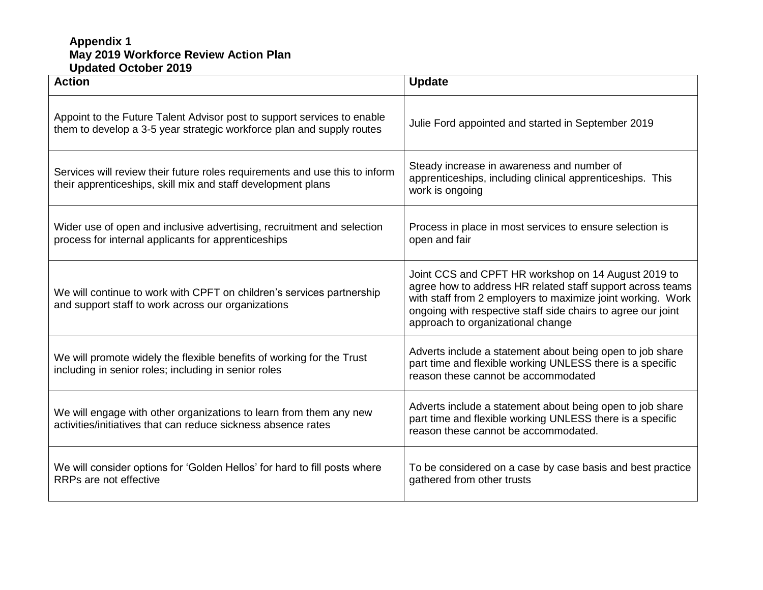**Appendix 1**
**May 2019 Workforce Review Action Plan**
**Updated October 2019**

| Action | Update |
|---|---|
| Appoint to the Future Talent Advisor post to support services to enable them to develop a 3-5 year strategic workforce plan and supply routes | Julie Ford appointed and started in September 2019 |
| Services will review their future roles requirements and use this to inform their apprenticeships, skill mix and staff development plans | Steady increase in awareness and number of apprenticeships, including clinical apprenticeships. This work is ongoing |
| Wider use of open and inclusive advertising, recruitment and selection process for internal applicants for apprenticeships | Process in place in most services to ensure selection is open and fair |
| We will continue to work with CPFT on children's services partnership and support staff to work across our organizations | Joint CCS and CPFT HR workshop on 14 August 2019 to agree how to address HR related staff support across teams with staff from 2 employers to maximize joint working. Work ongoing with respective staff side chairs to agree our joint approach to organizational change |
| We will promote widely the flexible benefits of working for the Trust including in senior roles; including in senior roles | Adverts include a statement about being open to job share part time and flexible working UNLESS there is a specific reason these cannot be accommodated |
| We will engage with other organizations to learn from them any new activities/initiatives that can reduce sickness absence rates | Adverts include a statement about being open to job share part time and flexible working UNLESS there is a specific reason these cannot be accommodated. |
| We will consider options for 'Golden Hellos' for hard to fill posts where RRPs are not effective | To be considered on a case by case basis and best practice gathered from other trusts |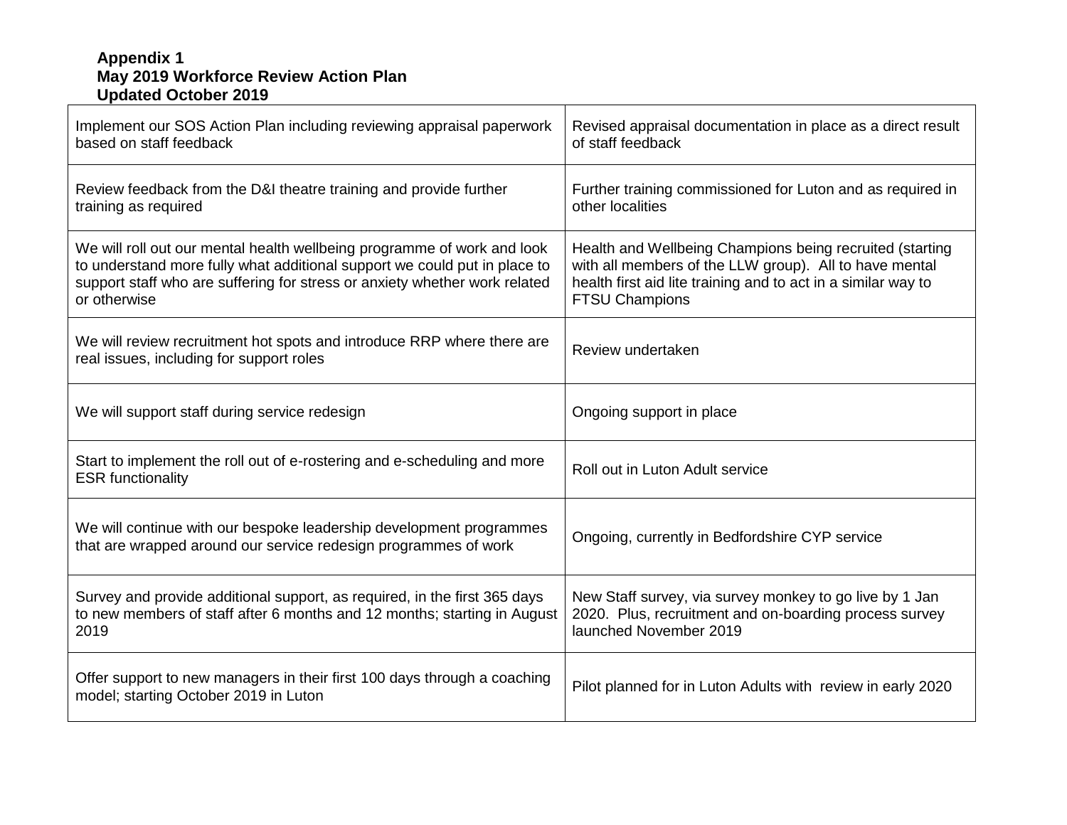**Appendix 1**
**May 2019 Workforce Review Action Plan**
**Updated October 2019**

| | |
|---|---|
| Implement our SOS Action Plan including reviewing appraisal paperwork based on staff feedback | Revised appraisal documentation in place as a direct result of staff feedback |
| Review feedback from the D&I theatre training and provide further training as required | Further training commissioned for Luton and as required in other localities |
| We will roll out our mental health wellbeing programme of work and look to understand more fully what additional support we could put in place to support staff who are suffering for stress or anxiety whether work related or otherwise | Health and Wellbeing Champions being recruited (starting with all members of the LLW group). All to have mental health first aid lite training and to act in a similar way to FTSU Champions |
| We will review recruitment hot spots and introduce RRP where there are real issues, including for support roles | Review undertaken |
| We will support staff during service redesign | Ongoing support in place |
| Start to implement the roll out of e-rostering and e-scheduling and more ESR functionality | Roll out in Luton Adult service |
| We will continue with our bespoke leadership development programmes that are wrapped around our service redesign programmes of work | Ongoing, currently in Bedfordshire CYP service |
| Survey and provide additional support, as required, in the first 365 days to new members of staff after 6 months and 12 months; starting in August 2019 | New Staff survey, via survey monkey to go live by 1 Jan 2020. Plus, recruitment and on-boarding process survey launched November 2019 |
| Offer support to new managers in their first 100 days through a coaching model; starting October 2019 in Luton | Pilot planned for in Luton Adults with review in early 2020 |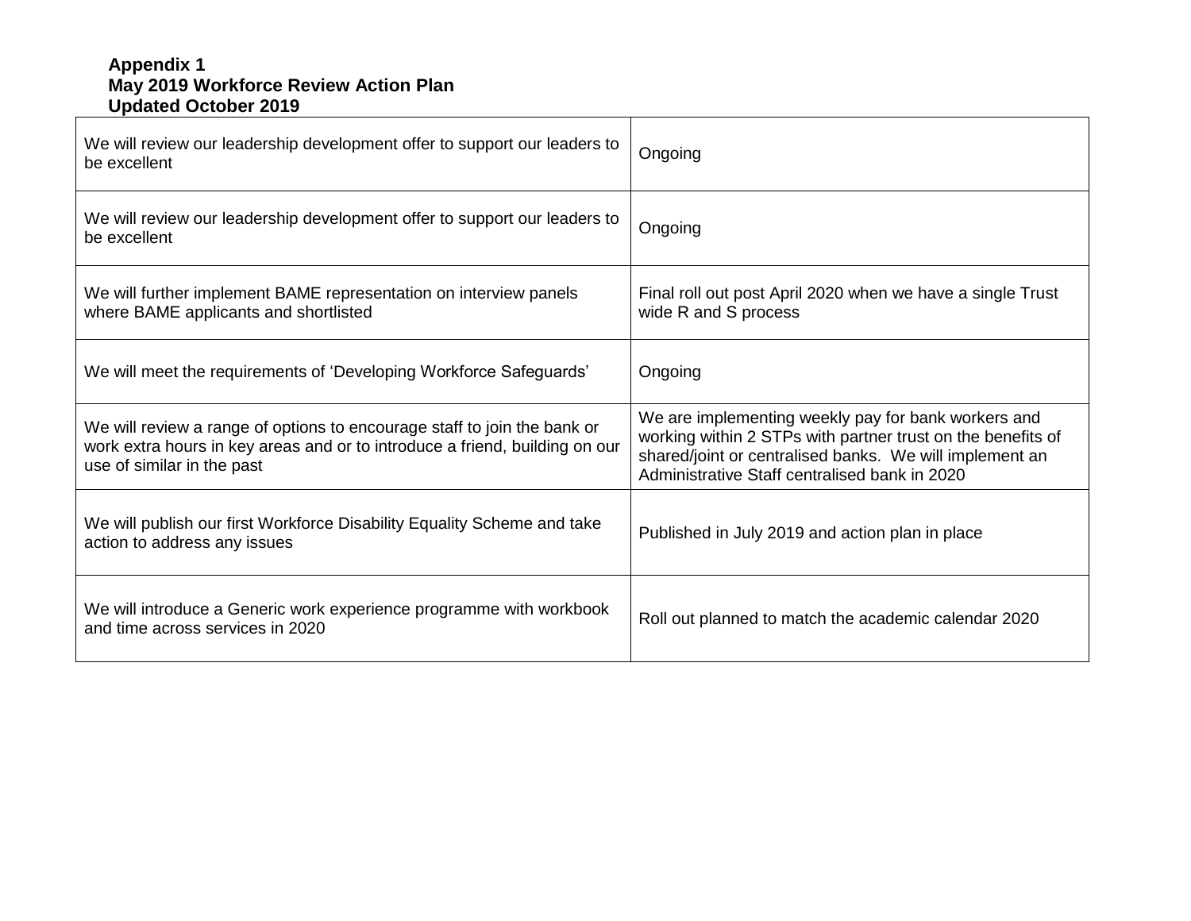**Appendix 1**
**May 2019 Workforce Review Action Plan**
**Updated October 2019**

| | |
|---|---|
| We will review our leadership development offer to support our leaders to be excellent | Ongoing |
| We will review our leadership development offer to support our leaders to be excellent | Ongoing |
| We will further implement BAME representation on interview panels where BAME applicants and shortlisted | Final roll out post April 2020 when we have a single Trust wide R and S process |
| We will meet the requirements of 'Developing Workforce Safeguards' | Ongoing |
| We will review a range of options to encourage staff to join the bank or work extra hours in key areas and or to introduce a friend, building on our use of similar in the past | We are implementing weekly pay for bank workers and working within 2 STPs with partner trust on the benefits of shared/joint or centralised banks. We will implement an Administrative Staff centralised bank in 2020 |
| We will publish our first Workforce Disability Equality Scheme and take action to address any issues | Published in July 2019 and action plan in place |
| We will introduce a Generic work experience programme with workbook and time across services in 2020 | Roll out planned to match the academic calendar 2020 |